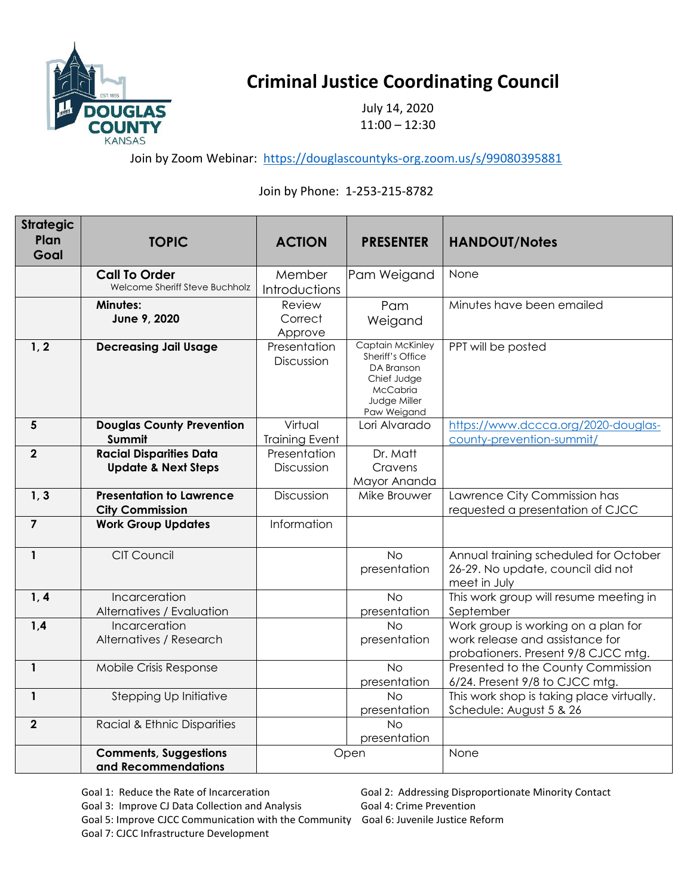DOUGLAS COUNTY KANSAS EST 1855

# Criminal Justice Coordinating Council

July 14, 2020
11:00 – 12:30

Join by Zoom Webinar: https://douglascountyks-org.zoom.us/s/99080395881

Join by Phone: 1-253-215-8782

| Strategic Plan Goal | TOPIC | ACTION | PRESENTER | HANDOUT/Notes |
|---|---|---|---|---|
| | **Call To Order** Welcome Sheriff Steve Buchholz | Member Introductions | Pam Weigand | None |
| | **Minutes: June 9, 2020** | Review Correct Approve | Pam Weigand | Minutes have been emailed |
| 1, 2 | **Decreasing Jail Usage** | Presentation Discussion | Captain McKinley Sheriff's Office DA Branson Chief Judge McCabria Judge Miller Paw Weigand | PPT will be posted |
| 5 | **Douglas County Prevention Summit** | Virtual Training Event | Lori Alvarado | https://www.dccca.org/2020-douglas-county-prevention-summit/ |
| 2 | **Racial Disparities Data Update & Next Steps** | Presentation Discussion | Dr. Matt Cravens Mayor Ananda | |
| 1, 3 | **Presentation to Lawrence City Commission** | Discussion | Mike Brouwer | Lawrence City Commission has requested a presentation of CJCC |
| 7 | **Work Group Updates** | Information | | |
| 1 | CIT Council | | No presentation | Annual training scheduled for October 26-29. No update, council did not meet in July |
| 1, 4 | Incarceration Alternatives / Evaluation | | No presentation | This work group will resume meeting in September |
| 1,4 | Incarceration Alternatives / Research | | No presentation | Work group is working on a plan for work release and assistance for probationers. Present 9/8 CJCC mtg. |
| 1 | Mobile Crisis Response | | No presentation | Presented to the County Commission 6/24. Present 9/8 to CJCC mtg. |
| 1 | Stepping Up Initiative | | No presentation | This work shop is taking place virtually. Schedule: August 5 & 26 |
| 2 | Racial & Ethnic Disparities | | No presentation | |
| | **Comments, Suggestions and Recommendations** | Open | | None |

Goal 1: Reduce the Rate of Incarceration
Goal 2: Addressing Disproportionate Minority Contact
Goal 3: Improve CJ Data Collection and Analysis
Goal 4: Crime Prevention
Goal 5: Improve CJCC Communication with the Community
Goal 6: Juvenile Justice Reform
Goal 7: CJCC Infrastructure Development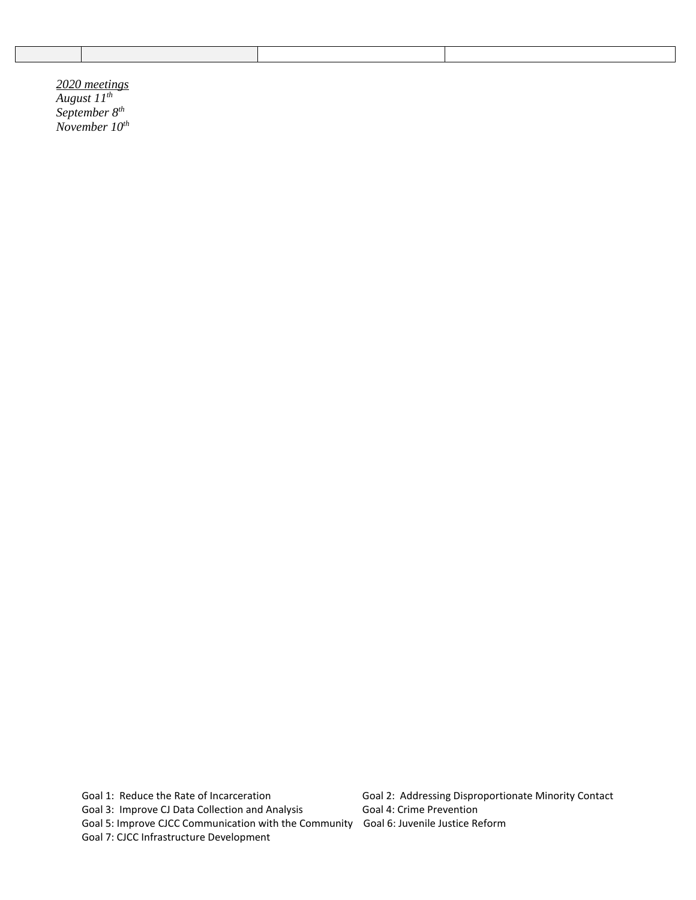| | | | |
|---|---|---|---|
| | | | |

*2020 meetings*
*August 11th*
*September 8th*
*November 10th*

Goal 1: Reduce the Rate of Incarceration
Goal 2: Addressing Disproportionate Minority Contact
Goal 3: Improve CJ Data Collection and Analysis
Goal 4: Crime Prevention
Goal 5: Improve CJCC Communication with the Community
Goal 6: Juvenile Justice Reform
Goal 7: CJCC Infrastructure Development